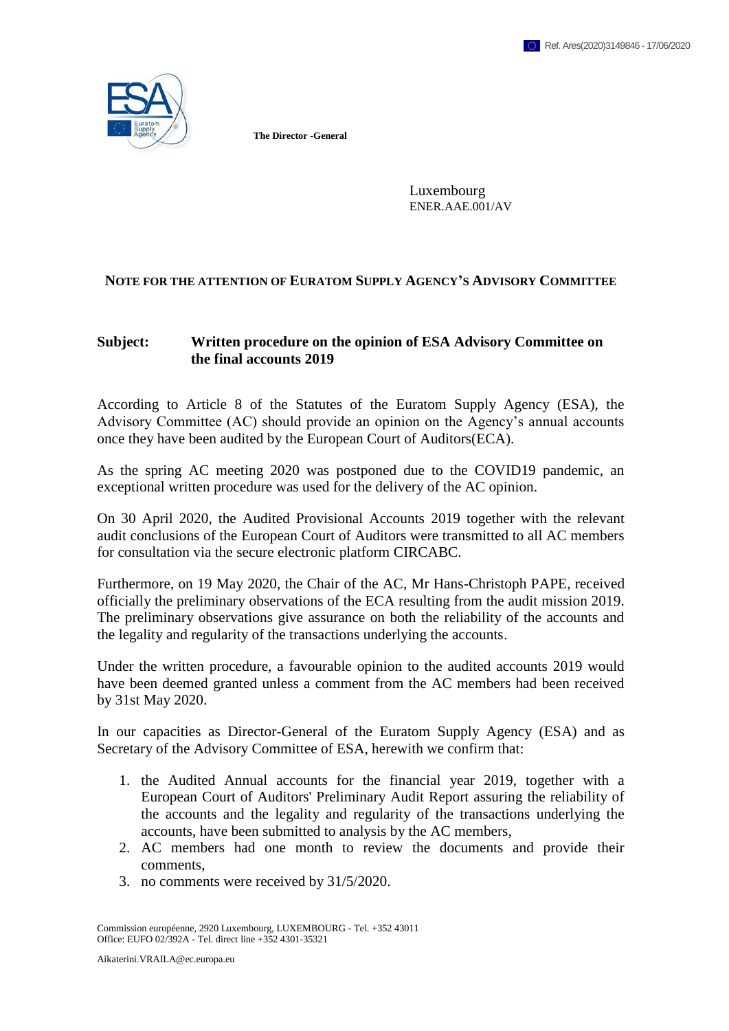Ref. Ares(2020)3149846 - 17/06/2020

**The Director -General**

Luxembourg
ENER.AAE.001/AV

**NOTE FOR THE ATTENTION OF EURATOM SUPPLY AGENCY'S ADVISORY COMMITTEE**

**Subject: Written procedure on the opinion of ESA Advisory Committee on the final accounts 2019**

According to Article 8 of the Statutes of the Euratom Supply Agency (ESA), the Advisory Committee (AC) should provide an opinion on the Agency's annual accounts once they have been audited by the European Court of Auditors(ECA).

As the spring AC meeting 2020 was postponed due to the COVID19 pandemic, an exceptional written procedure was used for the delivery of the AC opinion.

On 30 April 2020, the Audited Provisional Accounts 2019 together with the relevant audit conclusions of the European Court of Auditors were transmitted to all AC members for consultation via the secure electronic platform CIRCABC.

Furthermore, on 19 May 2020, the Chair of the AC, Mr Hans-Christoph PAPE, received officially the preliminary observations of the ECA resulting from the audit mission 2019. The preliminary observations give assurance on both the reliability of the accounts and the legality and regularity of the transactions underlying the accounts.

Under the written procedure, a favourable opinion to the audited accounts 2019 would have been deemed granted unless a comment from the AC members had been received by 31st May 2020.

In our capacities as Director-General of the Euratom Supply Agency (ESA) and as Secretary of the Advisory Committee of ESA, herewith we confirm that:

1. the Audited Annual accounts for the financial year 2019, together with a European Court of Auditors' Preliminary Audit Report assuring the reliability of the accounts and the legality and regularity of the transactions underlying the accounts, have been submitted to analysis by the AC members,
2. AC members had one month to review the documents and provide their comments,
3. no comments were received by 31/5/2020.

Commission européenne, 2920 Luxembourg, LUXEMBOURG - Tel. +352 43011
Office: EUFO 02/392A - Tel. direct line +352 4301-35321

Aikaterini.VRAILA@ec.europa.eu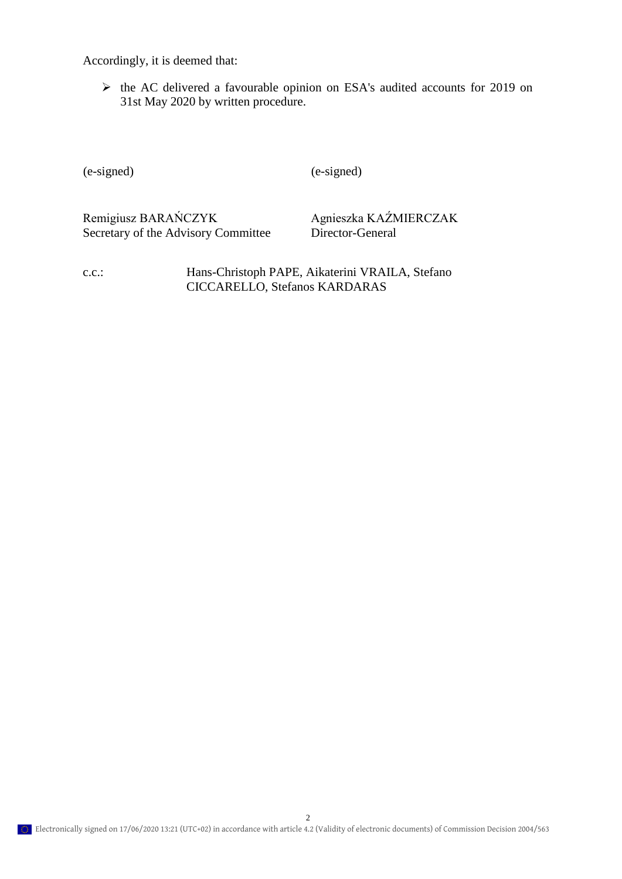Accordingly, it is deemed that:

- the AC delivered a favourable opinion on ESA's audited accounts for 2019 on 31st May 2020 by written procedure.

| | |
|---|---|
| (e-signed) | (e-signed) |
| Remigiusz BARAŃCZYK<br>Secretary of the Advisory Committee | Agnieszka KAŹMIERCZAK<br>Director-General |

c.c.: Hans-Christoph PAPE, Aikaterini VRAILA, Stefano CICCARELLO, Stefanos KARDARAS

Electronically signed on 17/06/2020 13:21 (UTC+02) in accordance with article 4.2 (Validity of electronic documents) of Commission Decision 2004/563